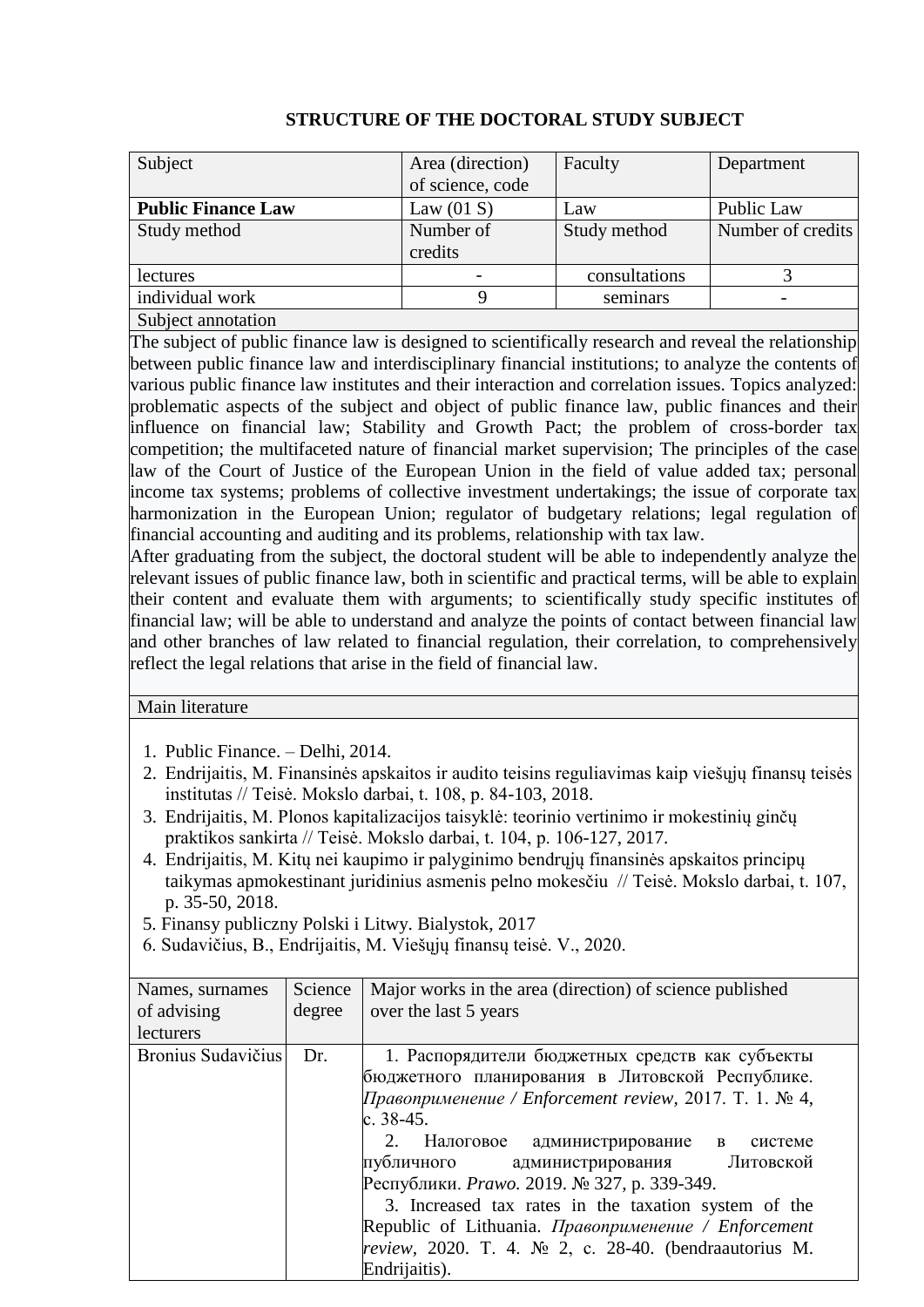# STRUCTURE OF THE DOCTORAL STUDY SUBJECT

| Subject | Area (direction) of science, code | Faculty | Department |
|---|---|---|---|
| **Public Finance Law** | Law (01 S) | Law | Public Law |
| Study method | Number of credits | Study method | Number of credits |
| lectures | - | consultations | 3 |
| individual work | 9 | seminars | - |

Subject annotation

The subject of public finance law is designed to scientifically research and reveal the relationship between public finance law and interdisciplinary financial institutions; to analyze the contents of various public finance law institutes and their interaction and correlation issues. Topics analyzed: problematic aspects of the subject and object of public finance law, public finances and their influence on financial law; Stability and Growth Pact; the problem of cross-border tax competition; the multifaceted nature of financial market supervision; The principles of the case law of the Court of Justice of the European Union in the field of value added tax; personal income tax systems; problems of collective investment undertakings; the issue of corporate tax harmonization in the European Union; regulator of budgetary relations; legal regulation of financial accounting and auditing and its problems, relationship with tax law.

After graduating from the subject, the doctoral student will be able to independently analyze the relevant issues of public finance law, both in scientific and practical terms, will be able to explain their content and evaluate them with arguments; to scientifically study specific institutes of financial law; will be able to understand and analyze the points of contact between financial law and other branches of law related to financial regulation, their correlation, to comprehensively reflect the legal relations that arise in the field of financial law.

Main literature

1. Public Finance. – Delhi, 2014.
2. Endrijaitis, M. Finansinės apskaitos ir audito teisins reguliavimas kaip viešųjų finansų teisės institutas // Teisė. Mokslo darbai, t. 108, p. 84-103, 2018.
3. Endrijaitis, M. Plonos kapitalizacijos taisyklė: teorinio vertinimo ir mokestinių ginčų praktikos sankirta // Teisė. Mokslo darbai, t. 104, p. 106-127, 2017.
4. Endrijaitis, M. Kitų nei kaupimo ir palyginimo bendrųjų finansinės apskaitos principų taikymas apmokestinant juridinius asmenis pelno mokesčiu // Teisė. Mokslo darbai, t. 107, p. 35-50, 2018.
5. Finansy publiczny Polski i Litwy. Bialystok, 2017
6. Sudavičius, B., Endrijaitis, M. Viešųjų finansų teisė. V., 2020.

| Names, surnames of advising lecturers | Science degree | Major works in the area (direction) of science published over the last 5 years |
|---|---|---|
| Bronius Sudavičius | Dr. | 1. Распорядители бюджетных средств как субъекты бюджетного планирования в Литовской Республике. *Правоприменение / Enforcement review,* 2017. Т. 1. № 4, с. 38-45. 2. Налоговое администрирование в системе публичного администрирования Литовской Республики. *Prawo.* 2019. № 327, p. 339-349. 3. Increased tax rates in the taxation system of the Republic of Lithuania. *Правоприменение / Enforcement review,* 2020. Т. 4. № 2, с. 28-40. (bendraautorius M. Endrijaitis). |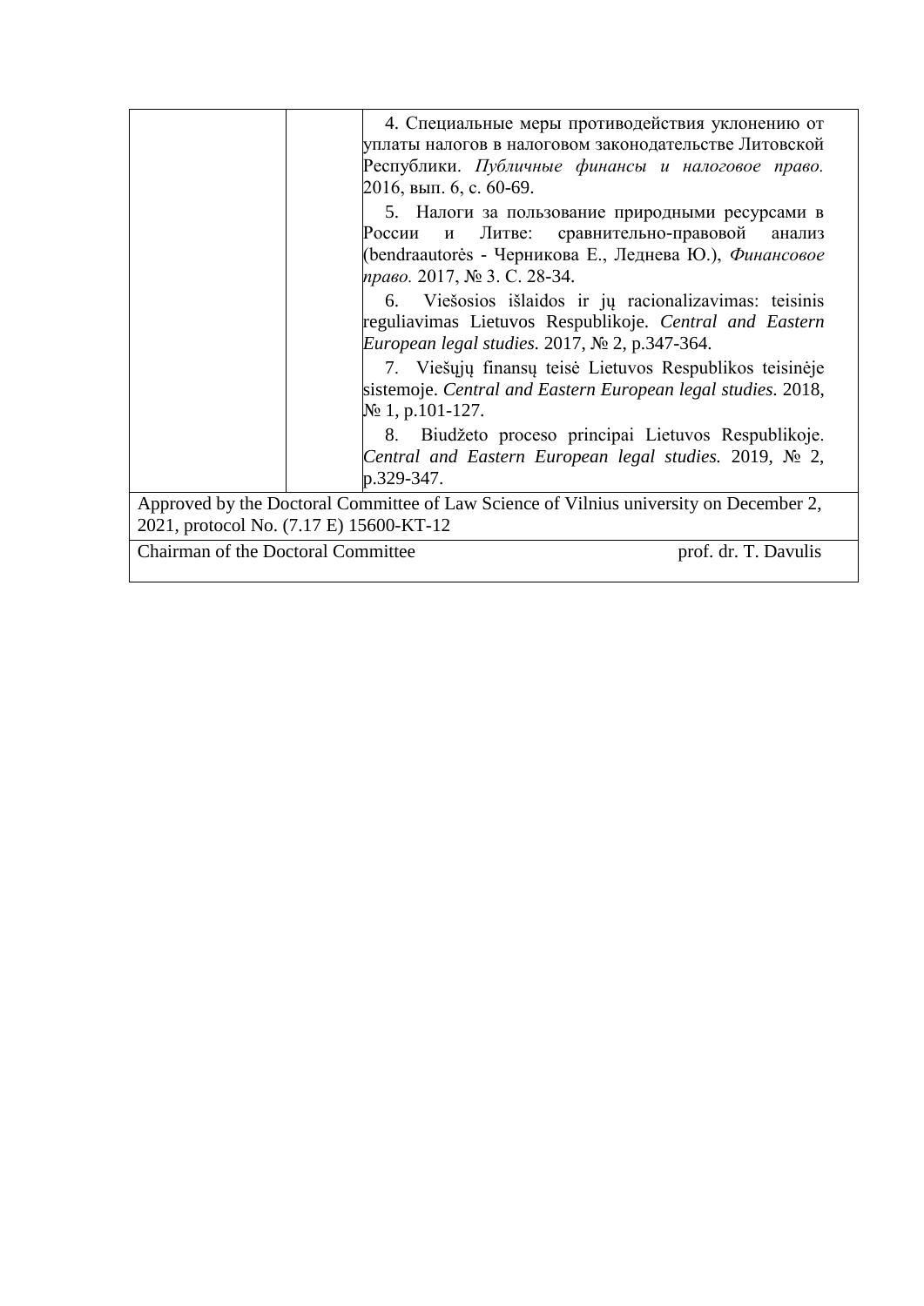| | | |
|---|---|---|
| | | 4. Специальные меры противодействия уклонению от уплаты налогов в налоговом законодательстве Литовской Республики. *Публичные финансы и налоговое право.* 2016, вып. 6, с. 60-69.<br>5. Налоги за пользование природными ресурсами в России и Литве: сравнительно-правовой анализ (bendraautorės - Черникова Е., Леднева Ю.), *Финансовое право.* 2017, № 3. С. 28-34.<br>6. Viešosios išlaidos ir jų racionalizavimas: teisinis reguliavimas Lietuvos Respublikoje. *Central and Eastern European legal studies*. 2017, № 2, p.347-364.<br>7. Viešųjų finansų teisė Lietuvos Respublikos teisinėje sistemoje. *Central and Eastern European legal studies*. 2018, № 1, p.101-127.<br>8. Biudžeto proceso principai Lietuvos Respublikoje. *Central and Eastern European legal studies.* 2019, № 2, p.329-347. |
| Approved by the Doctoral Committee of Law Science of Vilnius university on December 2, 2021, protocol No. (7.17 E) 15600-KT-12 | | |
| Chairman of the Doctoral Committee | | prof. dr. T. Davulis |